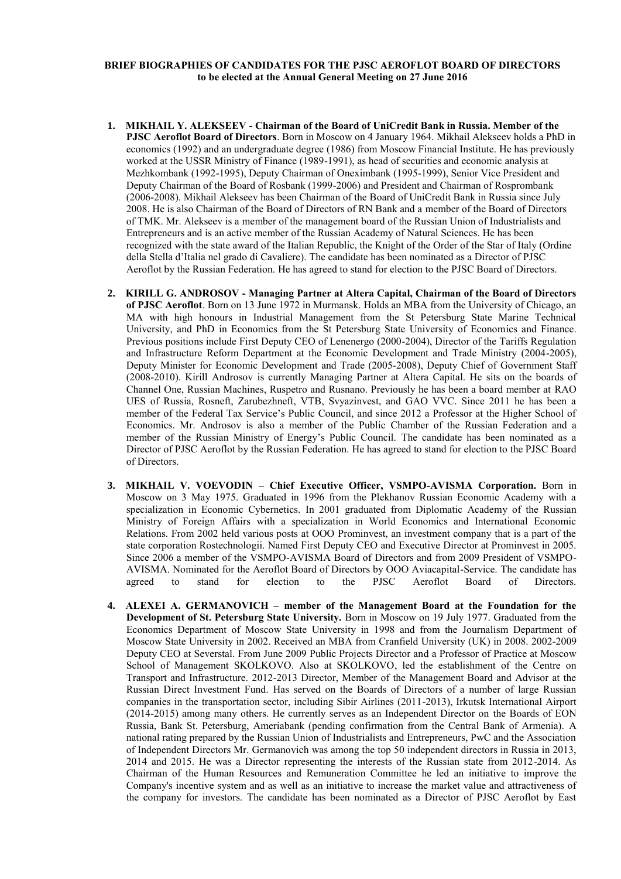**BRIEF BIOGRAPHIES OF CANDIDATES FOR THE PJSC AEROFLOT BOARD OF DIRECTORS**
**to be elected at the Annual General Meeting on 27 June 2016**

1. **MIKHAIL Y. ALEKSEEV - Chairman of the Board of UniCredit Bank in Russia. Member of the PJSC Aeroflot Board of Directors**. Born in Moscow on 4 January 1964. Mikhail Alekseev holds a PhD in economics (1992) and an undergraduate degree (1986) from Moscow Financial Institute. He has previously worked at the USSR Ministry of Finance (1989-1991), as head of securities and economic analysis at Mezhkombank (1992-1995), Deputy Chairman of Oneximbank (1995-1999), Senior Vice President and Deputy Chairman of the Board of Rosbank (1999-2006) and President and Chairman of Rosprombank (2006-2008). Mikhail Alekseev has been Chairman of the Board of UniCredit Bank in Russia since July 2008. He is also Chairman of the Board of Directors of RN Bank and a member of the Board of Directors of TMK. Mr. Alekseev is a member of the management board of the Russian Union of Industrialists and Entrepreneurs and is an active member of the Russian Academy of Natural Sciences. He has been recognized with the state award of the Italian Republic, the Knight of the Order of the Star of Italy (Ordine della Stella d'Italia nel grado di Cavaliere). The candidate has been nominated as a Director of PJSC Aeroflot by the Russian Federation. He has agreed to stand for election to the PJSC Board of Directors.

2. **KIRILL G. ANDROSOV - Managing Partner at Altera Capital, Chairman of the Board of Directors of PJSC Aeroflot**. Born on 13 June 1972 in Murmansk. Holds an MBA from the University of Chicago, an MA with high honours in Industrial Management from the St Petersburg State Marine Technical University, and PhD in Economics from the St Petersburg State University of Economics and Finance. Previous positions include First Deputy CEO of Lenenergo (2000-2004), Director of the Tariffs Regulation and Infrastructure Reform Department at the Economic Development and Trade Ministry (2004-2005), Deputy Minister for Economic Development and Trade (2005-2008), Deputy Chief of Government Staff (2008-2010). Kirill Androsov is currently Managing Partner at Altera Capital. He sits on the boards of Channel One, Russian Machines, Ruspetro and Rusnano. Previously he has been a board member at RAO UES of Russia, Rosneft, Zarubezhneft, VTB, Svyazinvest, and GAO VVC. Since 2011 he has been a member of the Federal Tax Service's Public Council, and since 2012 a Professor at the Higher School of Economics. Mr. Androsov is also a member of the Public Chamber of the Russian Federation and a member of the Russian Ministry of Energy's Public Council. The candidate has been nominated as a Director of PJSC Aeroflot by the Russian Federation. He has agreed to stand for election to the PJSC Board of Directors.

3. **MIKHAIL V. VOEVODIN – Chief Executive Officer, VSMPO-AVISMA Corporation.** Born in Moscow on 3 May 1975. Graduated in 1996 from the Plekhanov Russian Economic Academy with a specialization in Economic Cybernetics. In 2001 graduated from Diplomatic Academy of the Russian Ministry of Foreign Affairs with a specialization in World Economics and International Economic Relations. From 2002 held various posts at OOO Prominvest, an investment company that is a part of the state corporation Rostechnologii. Named First Deputy CEO and Executive Director at Prominvest in 2005. Since 2006 a member of the VSMPO-AVISMA Board of Directors and from 2009 President of VSMPO-AVISMA. Nominated for the Aeroflot Board of Directors by OOO Aviacapital-Service. The candidate has agreed to stand for election to the PJSC Aeroflot Board of Directors.

4. **ALEXEI A. GERMANOVICH – member of the Management Board at the Foundation for the Development of St. Petersburg State University.** Born in Moscow on 19 July 1977. Graduated from the Economics Department of Moscow State University in 1998 and from the Journalism Department of Moscow State University in 2002. Received an MBA from Cranfield University (UK) in 2008. 2002-2009 Deputy CEO at Severstal. From June 2009 Public Projects Director and a Professor of Practice at Moscow School of Management SKOLKOVO. Also at SKOLKOVO, led the establishment of the Centre on Transport and Infrastructure. 2012-2013 Director, Member of the Management Board and Advisor at the Russian Direct Investment Fund. Has served on the Boards of Directors of a number of large Russian companies in the transportation sector, including Sibir Airlines (2011-2013), Irkutsk International Airport (2014-2015) among many others. He currently serves as an Independent Director on the Boards of EON Russia, Bank St. Petersburg, Ameriabank (pending confirmation from the Central Bank of Armenia). A national rating prepared by the Russian Union of Industrialists and Entrepreneurs, PwC and the Association of Independent Directors Mr. Germanovich was among the top 50 independent directors in Russia in 2013, 2014 and 2015. He was a Director representing the interests of the Russian state from 2012-2014. As Chairman of the Human Resources and Remuneration Committee he led an initiative to improve the Company's incentive system and as well as an initiative to increase the market value and attractiveness of the company for investors. The candidate has been nominated as a Director of PJSC Aeroflot by East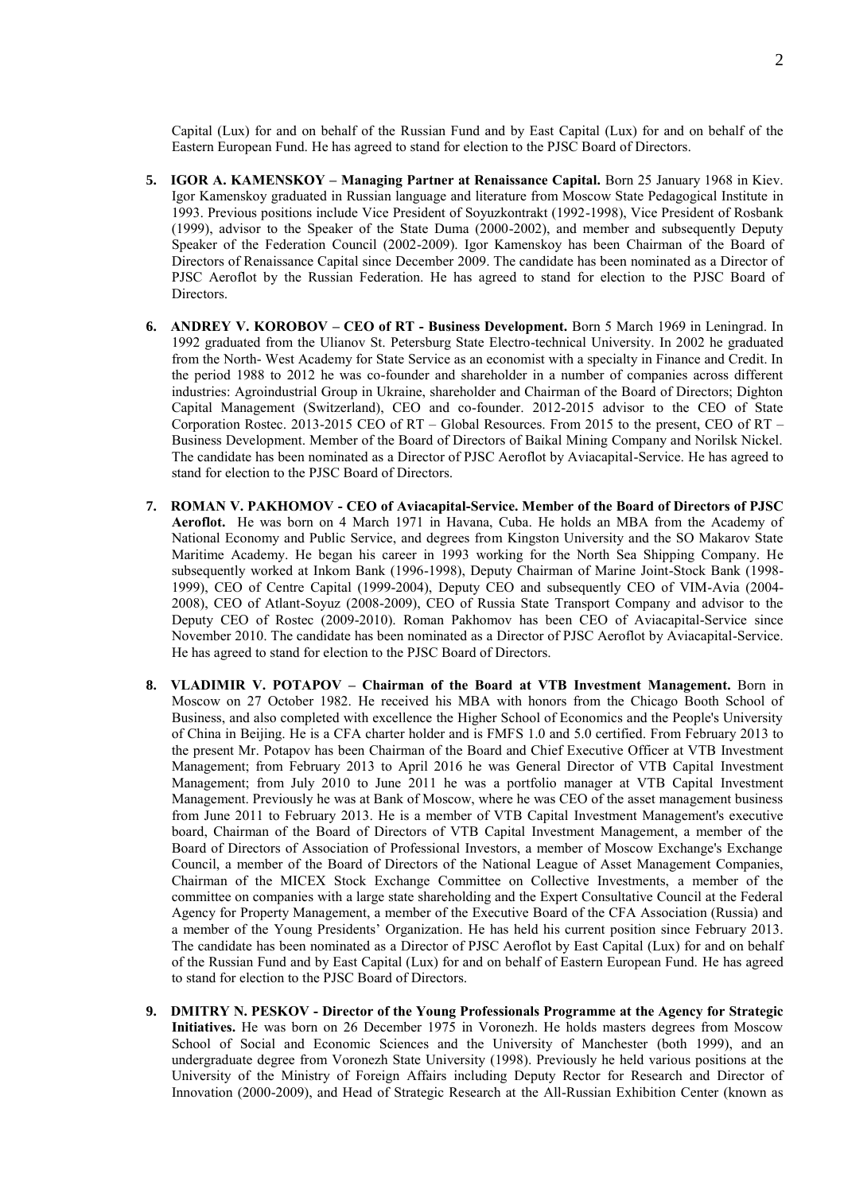Capital (Lux) for and on behalf of the Russian Fund and by East Capital (Lux) for and on behalf of the Eastern European Fund. He has agreed to stand for election to the PJSC Board of Directors.

5. **IGOR A. KAMENSKOY – Managing Partner at Renaissance Capital.** Born 25 January 1968 in Kiev. Igor Kamenskoy graduated in Russian language and literature from Moscow State Pedagogical Institute in 1993. Previous positions include Vice President of Soyuzkontrakt (1992-1998), Vice President of Rosbank (1999), advisor to the Speaker of the State Duma (2000-2002), and member and subsequently Deputy Speaker of the Federation Council (2002-2009). Igor Kamenskoy has been Chairman of the Board of Directors of Renaissance Capital since December 2009. The candidate has been nominated as a Director of PJSC Aeroflot by the Russian Federation. He has agreed to stand for election to the PJSC Board of Directors.

6. **ANDREY V. KOROBOV – CEO of RT - Business Development.** Born 5 March 1969 in Leningrad. In 1992 graduated from the Ulianov St. Petersburg State Electro-technical University. In 2002 he graduated from the North- West Academy for State Service as an economist with a specialty in Finance and Credit. In the period 1988 to 2012 he was co-founder and shareholder in a number of companies across different industries: Agroindustrial Group in Ukraine, shareholder and Chairman of the Board of Directors; Dighton Capital Management (Switzerland), CEO and co-founder. 2012-2015 advisor to the CEO of State Corporation Rostec. 2013-2015 CEO of RT – Global Resources. From 2015 to the present, CEO of RT – Business Development. Member of the Board of Directors of Baikal Mining Company and Norilsk Nickel. The candidate has been nominated as a Director of PJSC Aeroflot by Aviacapital-Service. He has agreed to stand for election to the PJSC Board of Directors.

7. **ROMAN V. PAKHOMOV - CEO of Aviacapital-Service. Member of the Board of Directors of PJSC Aeroflot.** He was born on 4 March 1971 in Havana, Cuba. He holds an MBA from the Academy of National Economy and Public Service, and degrees from Kingston University and the SO Makarov State Maritime Academy. He began his career in 1993 working for the North Sea Shipping Company. He subsequently worked at Inkom Bank (1996-1998), Deputy Chairman of Marine Joint-Stock Bank (1998-1999), CEO of Centre Capital (1999-2004), Deputy CEO and subsequently CEO of VIM-Avia (2004-2008), CEO of Atlant-Soyuz (2008-2009), CEO of Russia State Transport Company and advisor to the Deputy CEO of Rostec (2009-2010). Roman Pakhomov has been CEO of Aviacapital-Service since November 2010. The candidate has been nominated as a Director of PJSC Aeroflot by Aviacapital-Service. He has agreed to stand for election to the PJSC Board of Directors.

8. **VLADIMIR V. POTAPOV – Chairman of the Board at VTB Investment Management.** Born in Moscow on 27 October 1982. He received his MBA with honors from the Chicago Booth School of Business, and also completed with excellence the Higher School of Economics and the People's University of China in Beijing. He is a CFA charter holder and is FMFS 1.0 and 5.0 certified. From February 2013 to the present Mr. Potapov has been Chairman of the Board and Chief Executive Officer at VTB Investment Management; from February 2013 to April 2016 he was General Director of VTB Capital Investment Management; from July 2010 to June 2011 he was a portfolio manager at VTB Capital Investment Management. Previously he was at Bank of Moscow, where he was CEO of the asset management business from June 2011 to February 2013. He is a member of VTB Capital Investment Management's executive board, Chairman of the Board of Directors of VTB Capital Investment Management, a member of the Board of Directors of Association of Professional Investors, a member of Moscow Exchange's Exchange Council, a member of the Board of Directors of the National League of Asset Management Companies, Chairman of the MICEX Stock Exchange Committee on Collective Investments, a member of the committee on companies with a large state shareholding and the Expert Consultative Council at the Federal Agency for Property Management, a member of the Executive Board of the CFA Association (Russia) and a member of the Young Presidents' Organization. He has held his current position since February 2013. The candidate has been nominated as a Director of PJSC Aeroflot by East Capital (Lux) for and on behalf of the Russian Fund and by East Capital (Lux) for and on behalf of Eastern European Fund. He has agreed to stand for election to the PJSC Board of Directors.

9. **DMITRY N. PESKOV - Director of the Young Professionals Programme at the Agency for Strategic Initiatives.** He was born on 26 December 1975 in Voronezh. He holds masters degrees from Moscow School of Social and Economic Sciences and the University of Manchester (both 1999), and an undergraduate degree from Voronezh State University (1998). Previously he held various positions at the University of the Ministry of Foreign Affairs including Deputy Rector for Research and Director of Innovation (2000-2009), and Head of Strategic Research at the All-Russian Exhibition Center (known as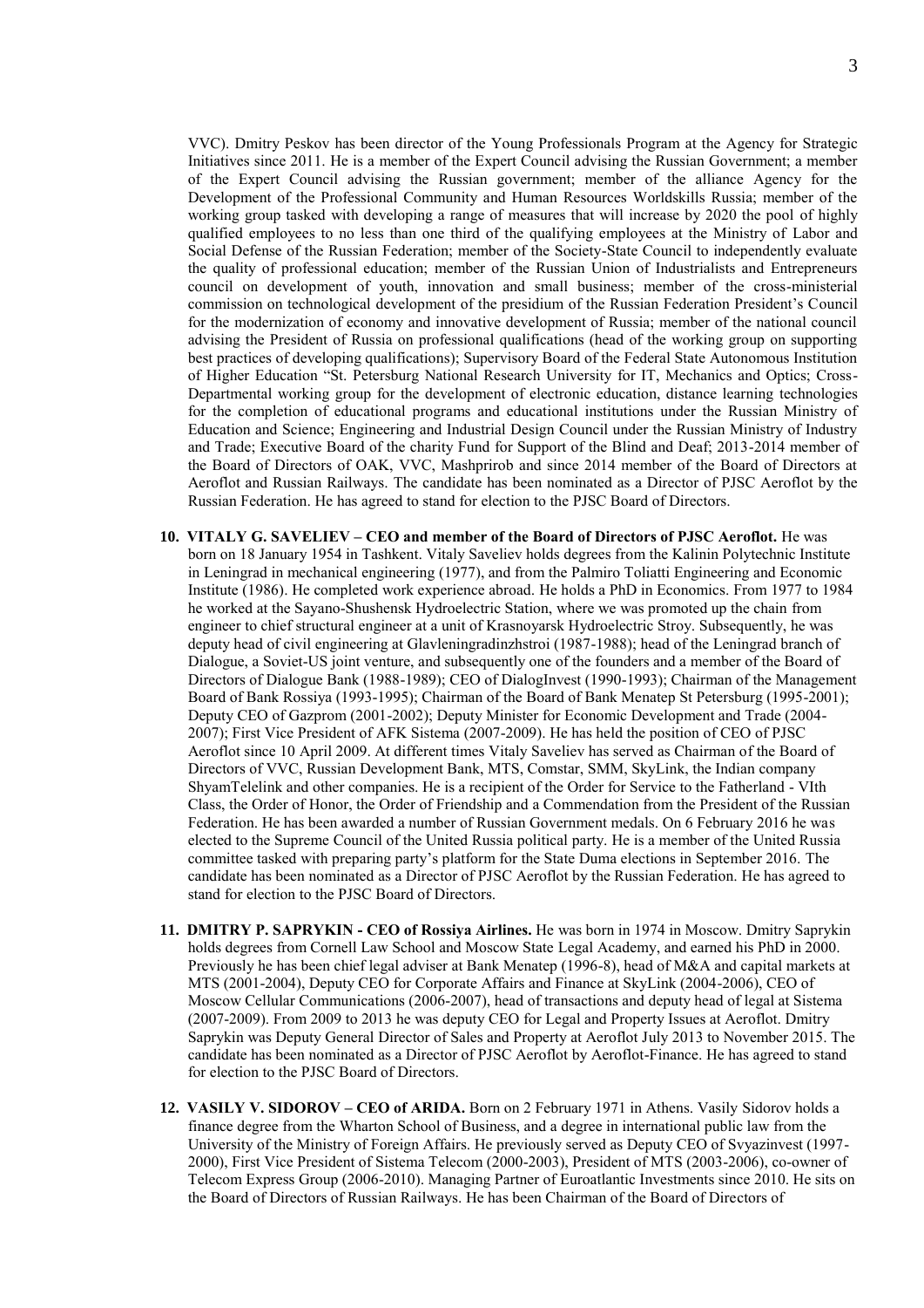VVC). Dmitry Peskov has been director of the Young Professionals Program at the Agency for Strategic Initiatives since 2011. He is a member of the Expert Council advising the Russian Government; a member of the Expert Council advising the Russian government; member of the alliance Agency for the Development of the Professional Community and Human Resources Worldskills Russia; member of the working group tasked with developing a range of measures that will increase by 2020 the pool of highly qualified employees to no less than one third of the qualifying employees at the Ministry of Labor and Social Defense of the Russian Federation; member of the Society-State Council to independently evaluate the quality of professional education; member of the Russian Union of Industrialists and Entrepreneurs council on development of youth, innovation and small business; member of the cross-ministerial commission on technological development of the presidium of the Russian Federation President's Council for the modernization of economy and innovative development of Russia; member of the national council advising the President of Russia on professional qualifications (head of the working group on supporting best practices of developing qualifications); Supervisory Board of the Federal State Autonomous Institution of Higher Education "St. Petersburg National Research University for IT, Mechanics and Optics; Cross-Departmental working group for the development of electronic education, distance learning technologies for the completion of educational programs and educational institutions under the Russian Ministry of Education and Science; Engineering and Industrial Design Council under the Russian Ministry of Industry and Trade; Executive Board of the charity Fund for Support of the Blind and Deaf; 2013-2014 member of the Board of Directors of OAK, VVC, Mashprirob and since 2014 member of the Board of Directors at Aeroflot and Russian Railways. The candidate has been nominated as a Director of PJSC Aeroflot by the Russian Federation. He has agreed to stand for election to the PJSC Board of Directors.

10. **VITALY G. SAVELIEV – CEO and member of the Board of Directors of PJSC Aeroflot.** He was born on 18 January 1954 in Tashkent. Vitaly Saveliev holds degrees from the Kalinin Polytechnic Institute in Leningrad in mechanical engineering (1977), and from the Palmiro Toliatti Engineering and Economic Institute (1986). He completed work experience abroad. He holds a PhD in Economics. From 1977 to 1984 he worked at the Sayano-Shushensk Hydroelectric Station, where we was promoted up the chain from engineer to chief structural engineer at a unit of Krasnoyarsk Hydroelectric Stroy. Subsequently, he was deputy head of civil engineering at Glavleningradinzhstroi (1987-1988); head of the Leningrad branch of Dialogue, a Soviet-US joint venture, and subsequently one of the founders and a member of the Board of Directors of Dialogue Bank (1988-1989); CEO of DialogInvest (1990-1993); Chairman of the Management Board of Bank Rossiya (1993-1995); Chairman of the Board of Bank Menatep St Petersburg (1995-2001); Deputy CEO of Gazprom (2001-2002); Deputy Minister for Economic Development and Trade (2004-2007); First Vice President of AFK Sistema (2007-2009). He has held the position of CEO of PJSC Aeroflot since 10 April 2009. At different times Vitaly Saveliev has served as Chairman of the Board of Directors of VVC, Russian Development Bank, MTS, Comstar, SMM, SkyLink, the Indian company ShyamTelelink and other companies. He is a recipient of the Order for Service to the Fatherland - VIth Class, the Order of Honor, the Order of Friendship and a Commendation from the President of the Russian Federation. He has been awarded a number of Russian Government medals. On 6 February 2016 he was elected to the Supreme Council of the United Russia political party. He is a member of the United Russia committee tasked with preparing party's platform for the State Duma elections in September 2016. The candidate has been nominated as a Director of PJSC Aeroflot by the Russian Federation. He has agreed to stand for election to the PJSC Board of Directors.

11. **DMITRY P. SAPRYKIN - CEO of Rossiya Airlines.** He was born in 1974 in Moscow. Dmitry Saprykin holds degrees from Cornell Law School and Moscow State Legal Academy, and earned his PhD in 2000. Previously he has been chief legal adviser at Bank Menatep (1996-8), head of M&A and capital markets at MTS (2001-2004), Deputy CEO for Corporate Affairs and Finance at SkyLink (2004-2006), CEO of Moscow Cellular Communications (2006-2007), head of transactions and deputy head of legal at Sistema (2007-2009). From 2009 to 2013 he was deputy CEO for Legal and Property Issues at Aeroflot. Dmitry Saprykin was Deputy General Director of Sales and Property at Aeroflot July 2013 to November 2015. The candidate has been nominated as a Director of PJSC Aeroflot by Aeroflot-Finance. He has agreed to stand for election to the PJSC Board of Directors.

12. **VASILY V. SIDOROV – CEO of ARIDA.** Born on 2 February 1971 in Athens. Vasily Sidorov holds a finance degree from the Wharton School of Business, and a degree in international public law from the University of the Ministry of Foreign Affairs. He previously served as Deputy CEO of Svyazinvest (1997-2000), First Vice President of Sistema Telecom (2000-2003), President of MTS (2003-2006), co-owner of Telecom Express Group (2006-2010). Managing Partner of Euroatlantic Investments since 2010. He sits on the Board of Directors of Russian Railways. He has been Chairman of the Board of Directors of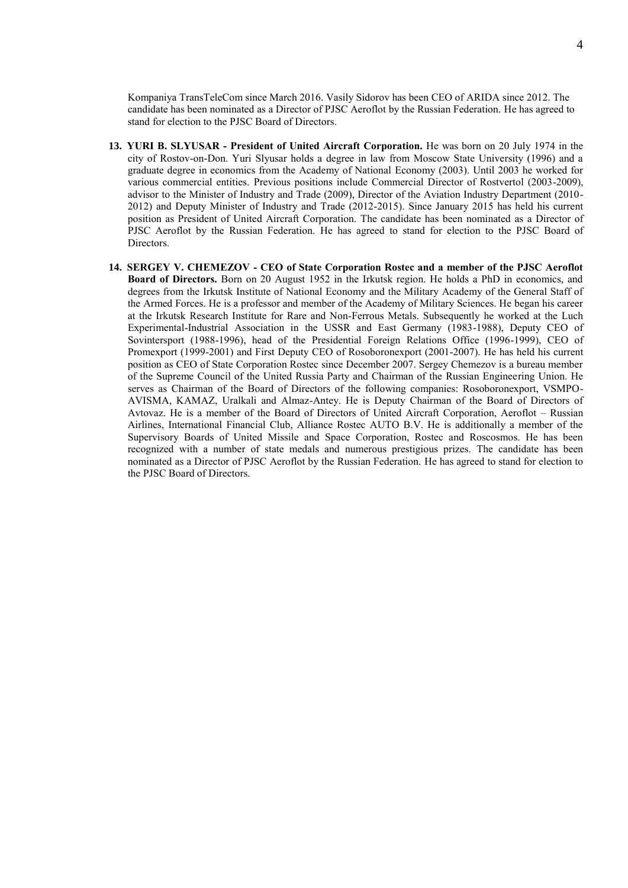Kompaniya TransTeleCom since March 2016. Vasily Sidorov has been CEO of ARIDA since 2012. The candidate has been nominated as a Director of PJSC Aeroflot by the Russian Federation. He has agreed to stand for election to the PJSC Board of Directors.

13. **YURI B. SLYUSAR - President of United Aircraft Corporation.** He was born on 20 July 1974 in the city of Rostov-on-Don. Yuri Slyusar holds a degree in law from Moscow State University (1996) and a graduate degree in economics from the Academy of National Economy (2003). Until 2003 he worked for various commercial entities. Previous positions include Commercial Director of Rostvertol (2003-2009), advisor to the Minister of Industry and Trade (2009), Director of the Aviation Industry Department (2010-2012) and Deputy Minister of Industry and Trade (2012-2015). Since January 2015 has held his current position as President of United Aircraft Corporation. The candidate has been nominated as a Director of PJSC Aeroflot by the Russian Federation. He has agreed to stand for election to the PJSC Board of Directors.

14. **SERGEY V. CHEMEZOV - CEO of State Corporation Rostec and a member of the PJSC Aeroflot Board of Directors.** Born on 20 August 1952 in the Irkutsk region. He holds a PhD in economics, and degrees from the Irkutsk Institute of National Economy and the Military Academy of the General Staff of the Armed Forces. He is a professor and member of the Academy of Military Sciences. He began his career at the Irkutsk Research Institute for Rare and Non-Ferrous Metals. Subsequently he worked at the Luch Experimental-Industrial Association in the USSR and East Germany (1983-1988), Deputy CEO of Sovintersport (1988-1996), head of the Presidential Foreign Relations Office (1996-1999), CEO of Promexport (1999-2001) and First Deputy CEO of Rosoboronexport (2001-2007). He has held his current position as CEO of State Corporation Rostec since December 2007. Sergey Chemezov is a bureau member of the Supreme Council of the United Russia Party and Chairman of the Russian Engineering Union. He serves as Chairman of the Board of Directors of the following companies: Rosoboronexport, VSMPO-AVISMA, KAMAZ, Uralkali and Almaz-Antey. He is Deputy Chairman of the Board of Directors of Avtovaz. He is a member of the Board of Directors of United Aircraft Corporation, Aeroflot – Russian Airlines, International Financial Club, Alliance Rostec AUTO B.V. He is additionally a member of the Supervisory Boards of United Missile and Space Corporation, Rostec and Roscosmos. He has been recognized with a number of state medals and numerous prestigious prizes. The candidate has been nominated as a Director of PJSC Aeroflot by the Russian Federation. He has agreed to stand for election to the PJSC Board of Directors.